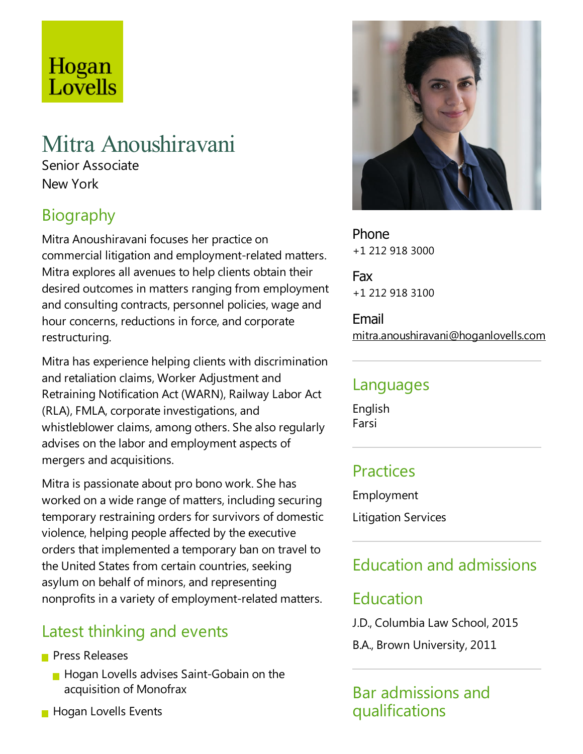Hogan Lovells

# Mitra Anoushiravani

Senior Associate

New York

## Biography

Mitra Anoushiravani focuses her practice on commercial litigation and employment-related matters. Mitra explores all avenues to help clients obtain their desired outcomes in matters ranging from employment and consulting contracts, personnel policies, wage and hour concerns, reductions in force, and corporate restructuring.

Mitra has experience helping clients with discrimination and retaliation claims, Worker Adjustment and Retraining Notification Act (WARN), Railway Labor Act (RLA), FMLA, corporate investigations, and whistleblower claims, among others. She also regularly advises on the labor and employment aspects of mergers and acquisitions.

Mitra is passionate about pro bono work. She has worked on a wide range of matters, including securing temporary restraining orders for survivors of domestic violence, helping people affected by the executive orders that implemented a temporary ban on travel to the United States from certain countries, seeking asylum on behalf of minors, and representing nonprofits in a variety of employment-related matters.

## Latest thinking and events

- Press Releases
  - Hogan Lovells advises Saint-Gobain on the acquisition of Monofrax
- Hogan Lovells Events

**Phone**
+1 212 918 3000

**Fax**
+1 212 918 3100

**Email**
mitra.anoushiravani@hoganlovells.com

## Languages

English
Farsi

## Practices

Employment

Litigation Services

## Education and admissions

### Education

J.D., Columbia Law School, 2015

B.A., Brown University, 2011

### Bar admissions and qualifications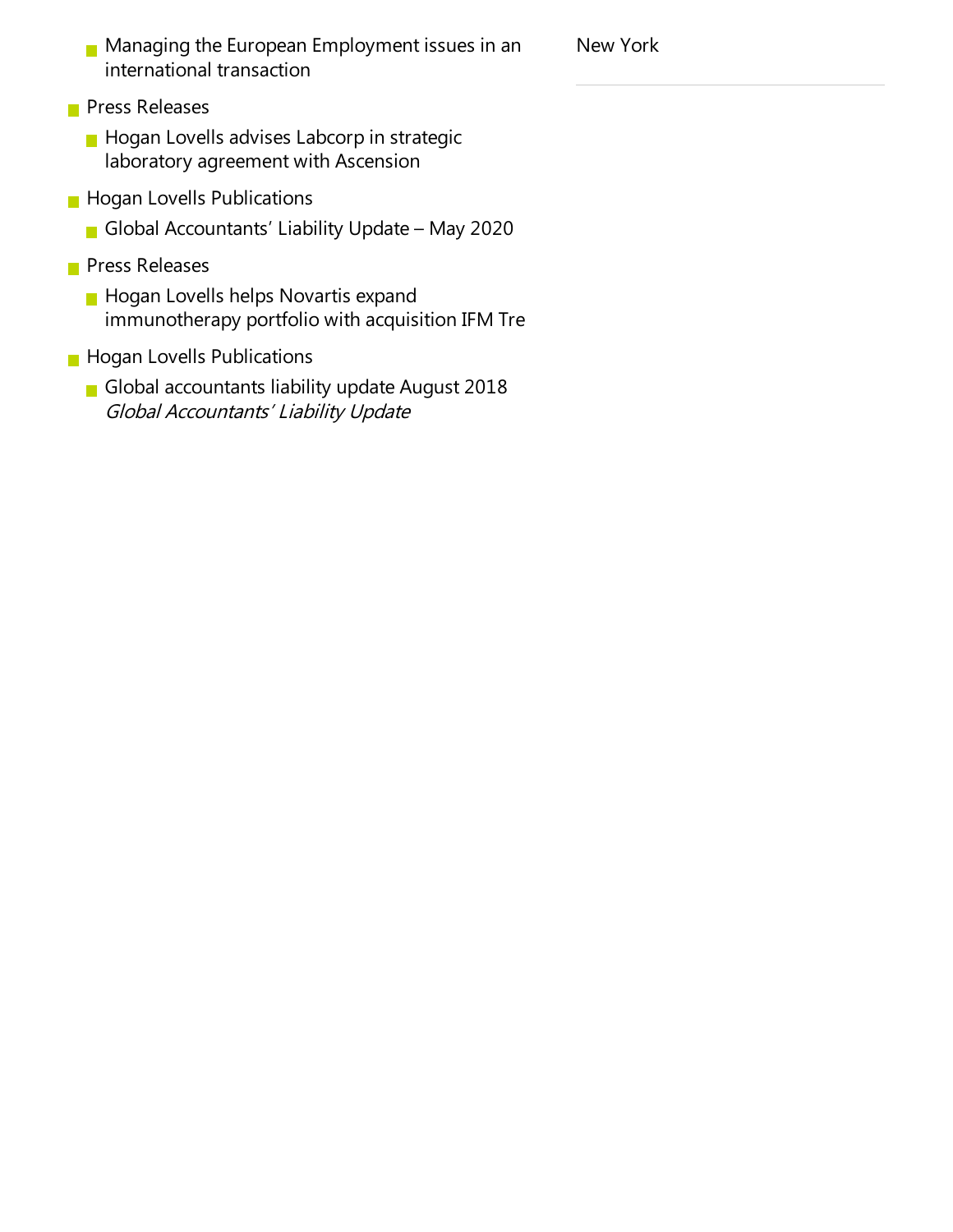- Managing the European Employment issues in an international transaction

- Press Releases
  - Hogan Lovells advises Labcorp in strategic laboratory agreement with Ascension

- Hogan Lovells Publications
  - Global Accountants' Liability Update – May 2020

- Press Releases
  - Hogan Lovells helps Novartis expand immunotherapy portfolio with acquisition IFM Tre

- Hogan Lovells Publications
  - Global accountants liability update August 2018
    *Global Accountants' Liability Update*

New York